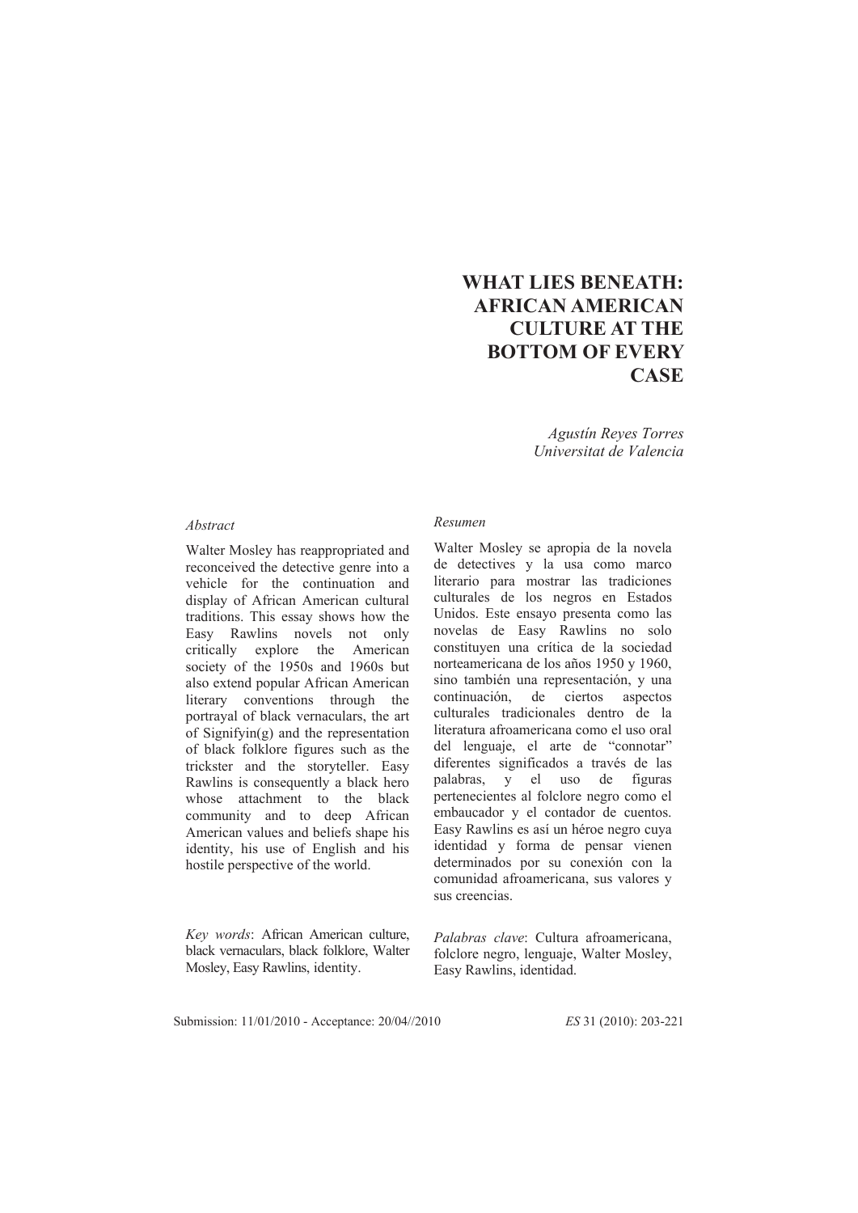# WHAT LIES BENEATH: AFRICAN AMERICAN CULTURE AT THE BOTTOM OF EVERY CASE

*Agustín Reyes Torres*
*Universitat de Valencia*

*Abstract*

Walter Mosley has reappropriated and reconceived the detective genre into a vehicle for the continuation and display of African American cultural traditions. This essay shows how the Easy Rawlins novels not only critically explore the American society of the 1950s and 1960s but also extend popular African American literary conventions through the portrayal of black vernaculars, the art of Signifyin(g) and the representation of black folklore figures such as the trickster and the storyteller. Easy Rawlins is consequently a black hero whose attachment to the black community and to deep African American values and beliefs shape his identity, his use of English and his hostile perspective of the world.

*Key words*: African American culture, black vernaculars, black folklore, Walter Mosley, Easy Rawlins, identity.

*Resumen*

Walter Mosley se apropia de la novela de detectives y la usa como marco literario para mostrar las tradiciones culturales de los negros en Estados Unidos. Este ensayo presenta como las novelas de Easy Rawlins no solo constituyen una crítica de la sociedad norteamericana de los años 1950 y 1960, sino también una representación, y una continuación, de ciertos aspectos culturales tradicionales dentro de la literatura afroamericana como el uso oral del lenguaje, el arte de "connotar" diferentes significados a través de las palabras, y el uso de figuras pertenecientes al folclore negro como el embaucador y el contador de cuentos. Easy Rawlins es así un héroe negro cuya identidad y forma de pensar vienen determinados por su conexión con la comunidad afroamericana, sus valores y sus creencias.

*Palabras clave*: Cultura afroamericana, folclore negro, lenguaje, Walter Mosley, Easy Rawlins, identidad.

Submission: 11/01/2010 - Acceptance: 20/04//2010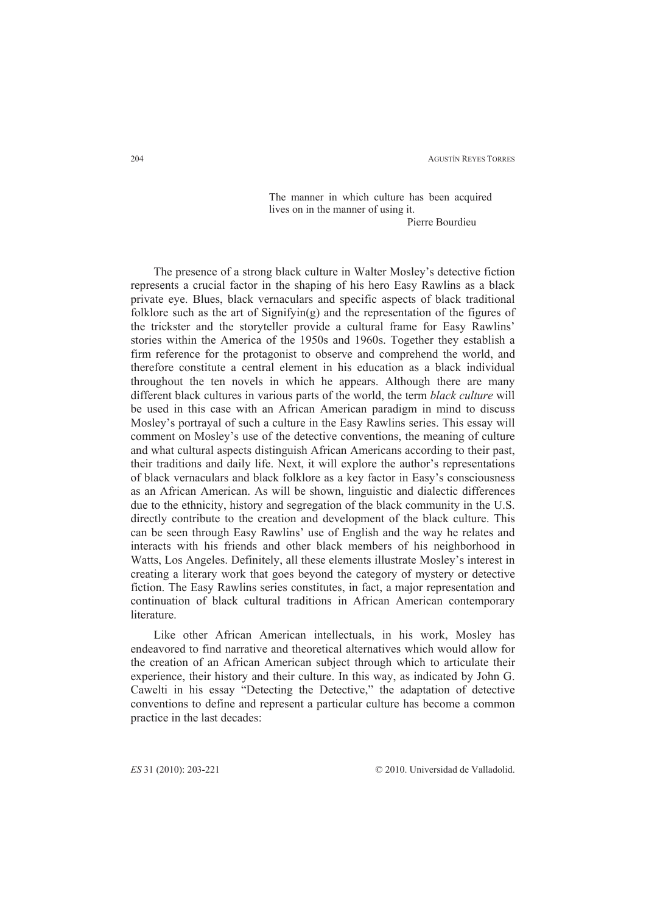> The manner in which culture has been acquired lives on in the manner of using it.
>
> Pierre Bourdieu

The presence of a strong black culture in Walter Mosley's detective fiction represents a crucial factor in the shaping of his hero Easy Rawlins as a black private eye. Blues, black vernaculars and specific aspects of black traditional folklore such as the art of Signifyin(g) and the representation of the figures of the trickster and the storyteller provide a cultural frame for Easy Rawlins' stories within the America of the 1950s and 1960s. Together they establish a firm reference for the protagonist to observe and comprehend the world, and therefore constitute a central element in his education as a black individual throughout the ten novels in which he appears. Although there are many different black cultures in various parts of the world, the term *black culture* will be used in this case with an African American paradigm in mind to discuss Mosley's portrayal of such a culture in the Easy Rawlins series. This essay will comment on Mosley's use of the detective conventions, the meaning of culture and what cultural aspects distinguish African Americans according to their past, their traditions and daily life. Next, it will explore the author's representations of black vernaculars and black folklore as a key factor in Easy's consciousness as an African American. As will be shown, linguistic and dialectic differences due to the ethnicity, history and segregation of the black community in the U.S. directly contribute to the creation and development of the black culture. This can be seen through Easy Rawlins' use of English and the way he relates and interacts with his friends and other black members of his neighborhood in Watts, Los Angeles. Definitely, all these elements illustrate Mosley's interest in creating a literary work that goes beyond the category of mystery or detective fiction. The Easy Rawlins series constitutes, in fact, a major representation and continuation of black cultural traditions in African American contemporary literature.

Like other African American intellectuals, in his work, Mosley has endeavored to find narrative and theoretical alternatives which would allow for the creation of an African American subject through which to articulate their experience, their history and their culture. In this way, as indicated by John G. Cawelti in his essay "Detecting the Detective," the adaptation of detective conventions to define and represent a particular culture has become a common practice in the last decades: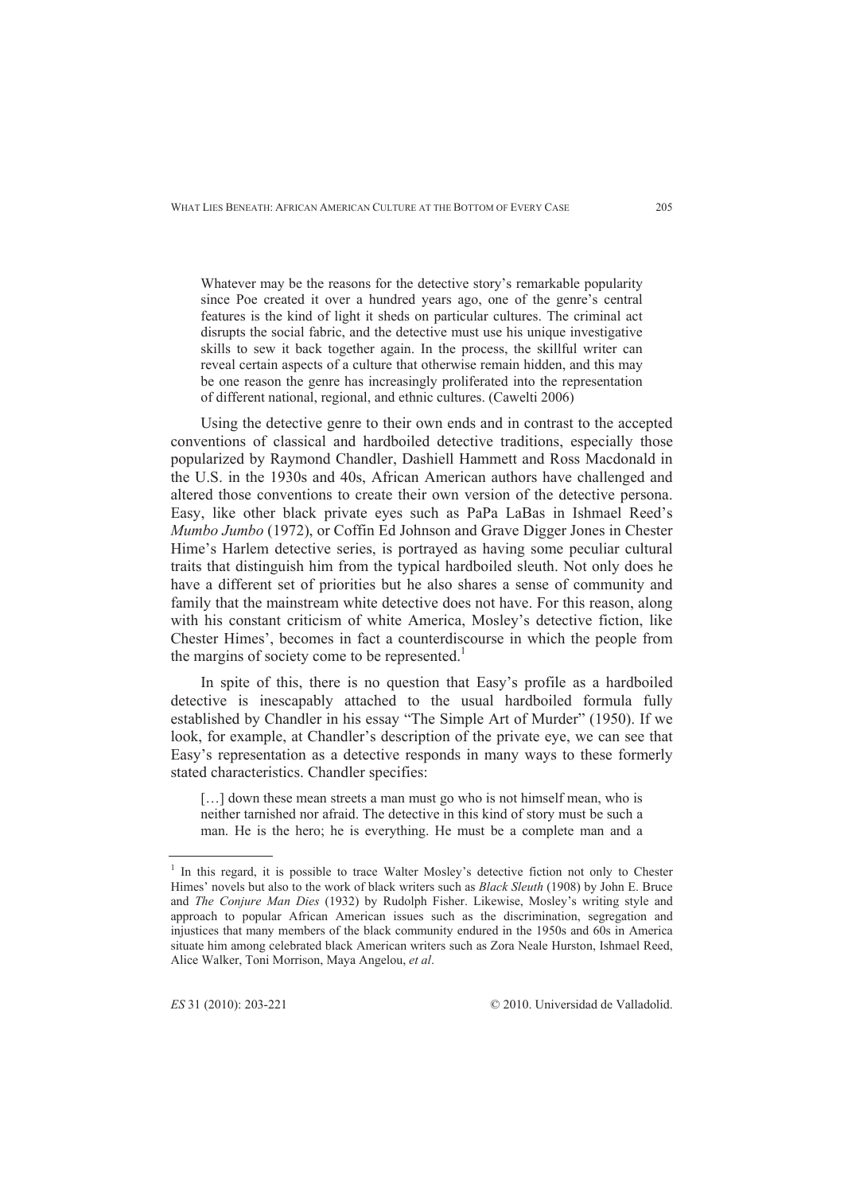> Whatever may be the reasons for the detective story's remarkable popularity since Poe created it over a hundred years ago, one of the genre's central features is the kind of light it sheds on particular cultures. The criminal act disrupts the social fabric, and the detective must use his unique investigative skills to sew it back together again. In the process, the skillful writer can reveal certain aspects of a culture that otherwise remain hidden, and this may be one reason the genre has increasingly proliferated into the representation of different national, regional, and ethnic cultures. (Cawelti 2006)

Using the detective genre to their own ends and in contrast to the accepted conventions of classical and hardboiled detective traditions, especially those popularized by Raymond Chandler, Dashiell Hammett and Ross Macdonald in the U.S. in the 1930s and 40s, African American authors have challenged and altered those conventions to create their own version of the detective persona. Easy, like other black private eyes such as PaPa LaBas in Ishmael Reed's *Mumbo Jumbo* (1972), or Coffin Ed Johnson and Grave Digger Jones in Chester Hime's Harlem detective series, is portrayed as having some peculiar cultural traits that distinguish him from the typical hardboiled sleuth. Not only does he have a different set of priorities but he also shares a sense of community and family that the mainstream white detective does not have. For this reason, along with his constant criticism of white America, Mosley's detective fiction, like Chester Himes', becomes in fact a counterdiscourse in which the people from the margins of society come to be represented.[1]

In spite of this, there is no question that Easy's profile as a hardboiled detective is inescapably attached to the usual hardboiled formula fully established by Chandler in his essay "The Simple Art of Murder" (1950). If we look, for example, at Chandler's description of the private eye, we can see that Easy's representation as a detective responds in many ways to these formerly stated characteristics. Chandler specifies:

> […] down these mean streets a man must go who is not himself mean, who is neither tarnished nor afraid. The detective in this kind of story must be such a man. He is the hero; he is everything. He must be a complete man and a

[1] In this regard, it is possible to trace Walter Mosley's detective fiction not only to Chester Himes' novels but also to the work of black writers such as *Black Sleuth* (1908) by John E. Bruce and *The Conjure Man Dies* (1932) by Rudolph Fisher. Likewise, Mosley's writing style and approach to popular African American issues such as the discrimination, segregation and injustices that many members of the black community endured in the 1950s and 60s in America situate him among celebrated black American writers such as Zora Neale Hurston, Ishmael Reed, Alice Walker, Toni Morrison, Maya Angelou, *et al*.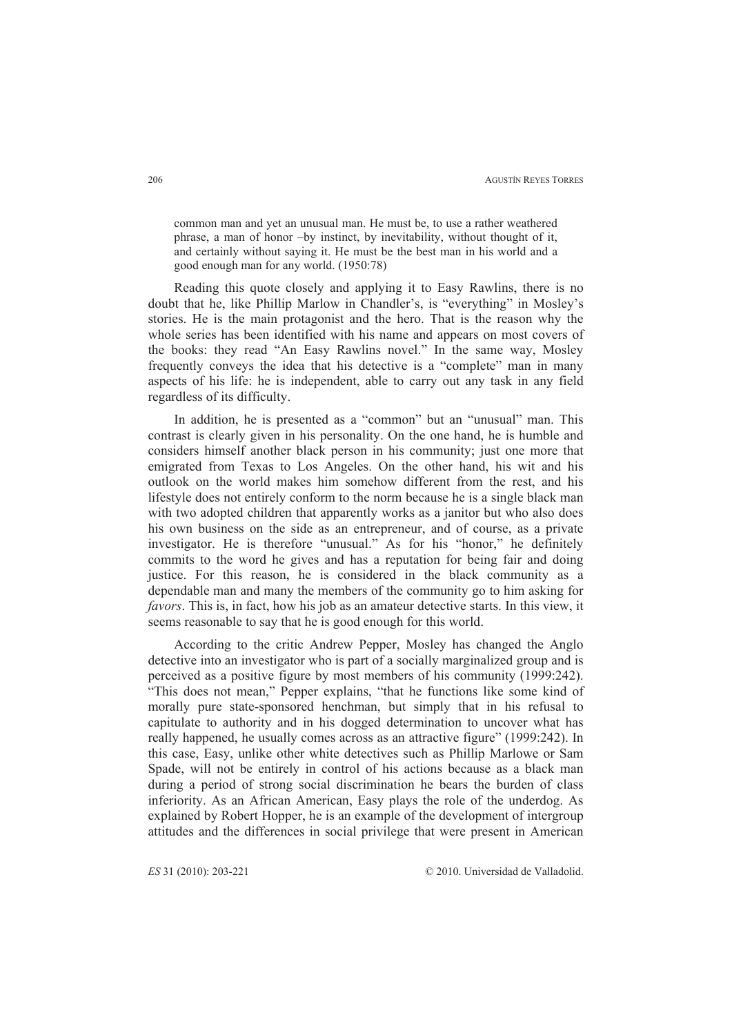> common man and yet an unusual man. He must be, to use a rather weathered phrase, a man of honor –by instinct, by inevitability, without thought of it, and certainly without saying it. He must be the best man in his world and a good enough man for any world. (1950:78)

Reading this quote closely and applying it to Easy Rawlins, there is no doubt that he, like Phillip Marlow in Chandler's, is "everything" in Mosley's stories. He is the main protagonist and the hero. That is the reason why the whole series has been identified with his name and appears on most covers of the books: they read "An Easy Rawlins novel." In the same way, Mosley frequently conveys the idea that his detective is a "complete" man in many aspects of his life: he is independent, able to carry out any task in any field regardless of its difficulty.

In addition, he is presented as a "common" but an "unusual" man. This contrast is clearly given in his personality. On the one hand, he is humble and considers himself another black person in his community; just one more that emigrated from Texas to Los Angeles. On the other hand, his wit and his outlook on the world makes him somehow different from the rest, and his lifestyle does not entirely conform to the norm because he is a single black man with two adopted children that apparently works as a janitor but who also does his own business on the side as an entrepreneur, and of course, as a private investigator. He is therefore "unusual." As for his "honor," he definitely commits to the word he gives and has a reputation for being fair and doing justice. For this reason, he is considered in the black community as a dependable man and many the members of the community go to him asking for *favors*. This is, in fact, how his job as an amateur detective starts. In this view, it seems reasonable to say that he is good enough for this world.

According to the critic Andrew Pepper, Mosley has changed the Anglo detective into an investigator who is part of a socially marginalized group and is perceived as a positive figure by most members of his community (1999:242). "This does not mean," Pepper explains, "that he functions like some kind of morally pure state-sponsored henchman, but simply that in his refusal to capitulate to authority and in his dogged determination to uncover what has really happened, he usually comes across as an attractive figure" (1999:242). In this case, Easy, unlike other white detectives such as Phillip Marlowe or Sam Spade, will not be entirely in control of his actions because as a black man during a period of strong social discrimination he bears the burden of class inferiority. As an African American, Easy plays the role of the underdog. As explained by Robert Hopper, he is an example of the development of intergroup attitudes and the differences in social privilege that were present in American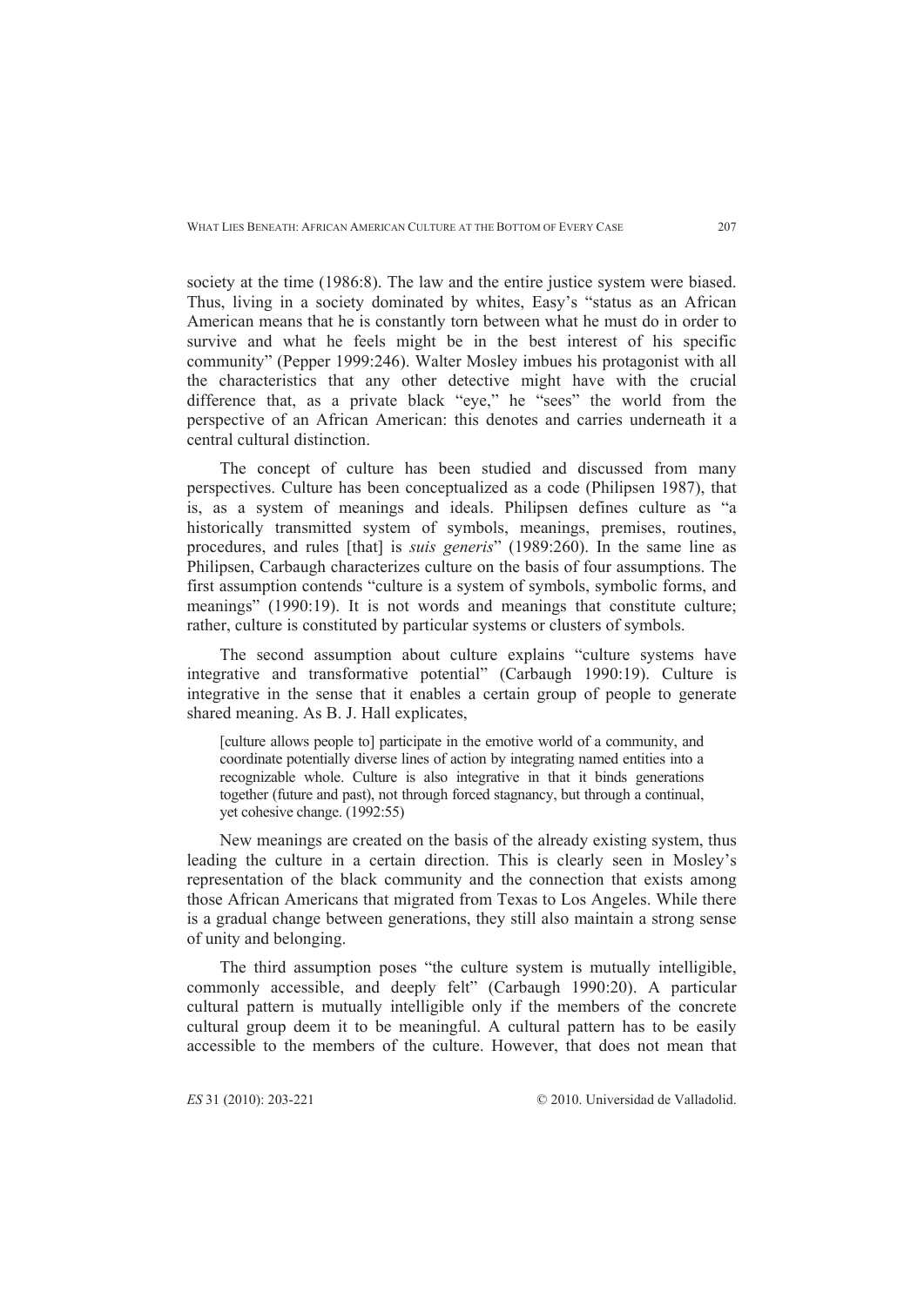society at the time (1986:8). The law and the entire justice system were biased. Thus, living in a society dominated by whites, Easy's "status as an African American means that he is constantly torn between what he must do in order to survive and what he feels might be in the best interest of his specific community" (Pepper 1999:246). Walter Mosley imbues his protagonist with all the characteristics that any other detective might have with the crucial difference that, as a private black "eye," he "sees" the world from the perspective of an African American: this denotes and carries underneath it a central cultural distinction.

The concept of culture has been studied and discussed from many perspectives. Culture has been conceptualized as a code (Philipsen 1987), that is, as a system of meanings and ideals. Philipsen defines culture as "a historically transmitted system of symbols, meanings, premises, routines, procedures, and rules [that] is *suis generis*" (1989:260). In the same line as Philipsen, Carbaugh characterizes culture on the basis of four assumptions. The first assumption contends "culture is a system of symbols, symbolic forms, and meanings" (1990:19). It is not words and meanings that constitute culture; rather, culture is constituted by particular systems or clusters of symbols.

The second assumption about culture explains "culture systems have integrative and transformative potential" (Carbaugh 1990:19). Culture is integrative in the sense that it enables a certain group of people to generate shared meaning. As B. J. Hall explicates,

> [culture allows people to] participate in the emotive world of a community, and coordinate potentially diverse lines of action by integrating named entities into a recognizable whole. Culture is also integrative in that it binds generations together (future and past), not through forced stagnancy, but through a continual, yet cohesive change. (1992:55)

New meanings are created on the basis of the already existing system, thus leading the culture in a certain direction. This is clearly seen in Mosley's representation of the black community and the connection that exists among those African Americans that migrated from Texas to Los Angeles. While there is a gradual change between generations, they still also maintain a strong sense of unity and belonging.

The third assumption poses "the culture system is mutually intelligible, commonly accessible, and deeply felt" (Carbaugh 1990:20). A particular cultural pattern is mutually intelligible only if the members of the concrete cultural group deem it to be meaningful. A cultural pattern has to be easily accessible to the members of the culture. However, that does not mean that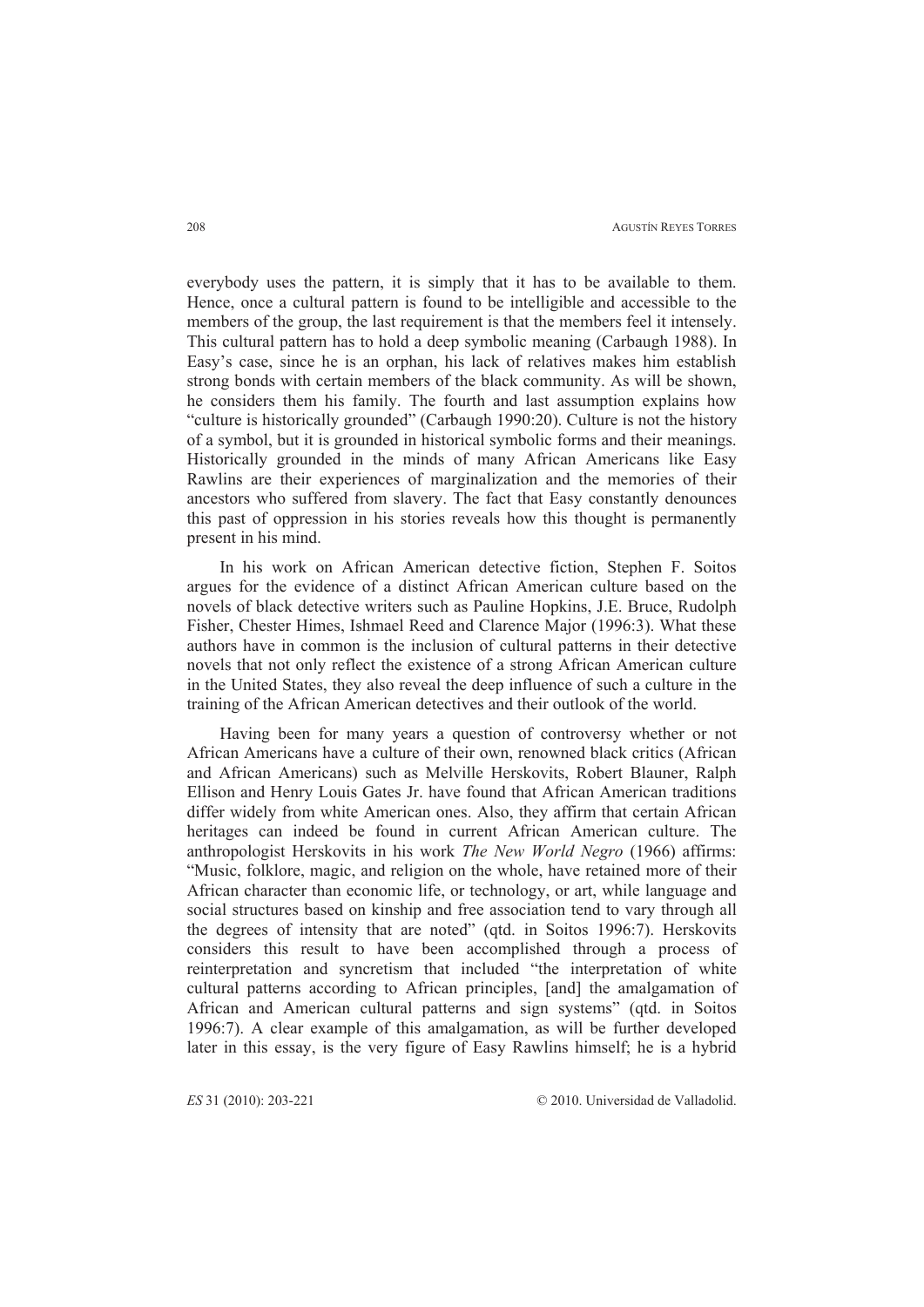everybody uses the pattern, it is simply that it has to be available to them. Hence, once a cultural pattern is found to be intelligible and accessible to the members of the group, the last requirement is that the members feel it intensely. This cultural pattern has to hold a deep symbolic meaning (Carbaugh 1988). In Easy's case, since he is an orphan, his lack of relatives makes him establish strong bonds with certain members of the black community. As will be shown, he considers them his family. The fourth and last assumption explains how "culture is historically grounded" (Carbaugh 1990:20). Culture is not the history of a symbol, but it is grounded in historical symbolic forms and their meanings. Historically grounded in the minds of many African Americans like Easy Rawlins are their experiences of marginalization and the memories of their ancestors who suffered from slavery. The fact that Easy constantly denounces this past of oppression in his stories reveals how this thought is permanently present in his mind.

In his work on African American detective fiction, Stephen F. Soitos argues for the evidence of a distinct African American culture based on the novels of black detective writers such as Pauline Hopkins, J.E. Bruce, Rudolph Fisher, Chester Himes, Ishmael Reed and Clarence Major (1996:3). What these authors have in common is the inclusion of cultural patterns in their detective novels that not only reflect the existence of a strong African American culture in the United States, they also reveal the deep influence of such a culture in the training of the African American detectives and their outlook of the world.

Having been for many years a question of controversy whether or not African Americans have a culture of their own, renowned black critics (African and African Americans) such as Melville Herskovits, Robert Blauner, Ralph Ellison and Henry Louis Gates Jr. have found that African American traditions differ widely from white American ones. Also, they affirm that certain African heritages can indeed be found in current African American culture. The anthropologist Herskovits in his work *The New World Negro* (1966) affirms: "Music, folklore, magic, and religion on the whole, have retained more of their African character than economic life, or technology, or art, while language and social structures based on kinship and free association tend to vary through all the degrees of intensity that are noted" (qtd. in Soitos 1996:7). Herskovits considers this result to have been accomplished through a process of reinterpretation and syncretism that included "the interpretation of white cultural patterns according to African principles, [and] the amalgamation of African and American cultural patterns and sign systems" (qtd. in Soitos 1996:7). A clear example of this amalgamation, as will be further developed later in this essay, is the very figure of Easy Rawlins himself; he is a hybrid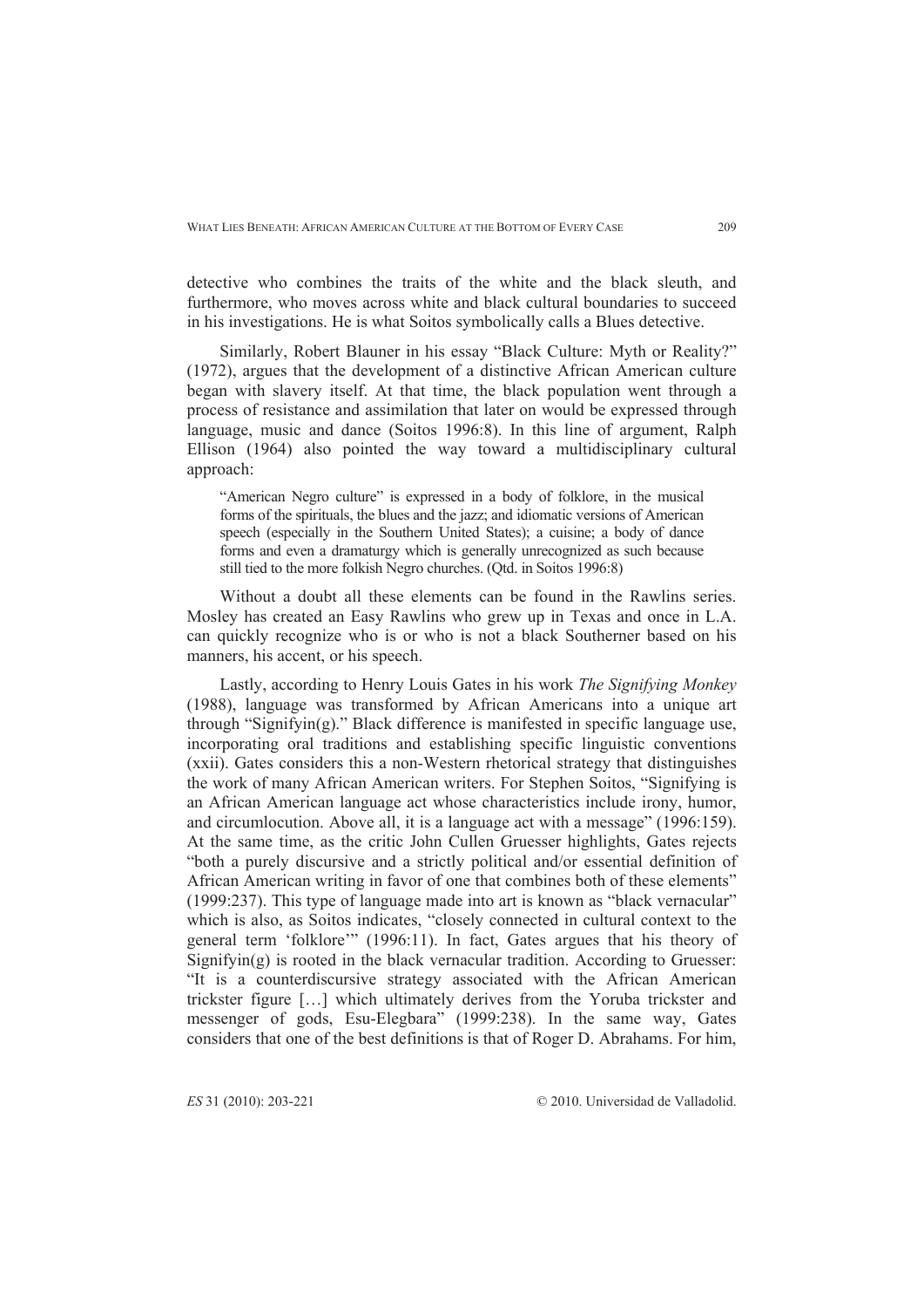detective who combines the traits of the white and the black sleuth, and furthermore, who moves across white and black cultural boundaries to succeed in his investigations. He is what Soitos symbolically calls a Blues detective.

Similarly, Robert Blauner in his essay "Black Culture: Myth or Reality?" (1972), argues that the development of a distinctive African American culture began with slavery itself. At that time, the black population went through a process of resistance and assimilation that later on would be expressed through language, music and dance (Soitos 1996:8). In this line of argument, Ralph Ellison (1964) also pointed the way toward a multidisciplinary cultural approach:

> "American Negro culture" is expressed in a body of folklore, in the musical forms of the spirituals, the blues and the jazz; and idiomatic versions of American speech (especially in the Southern United States); a cuisine; a body of dance forms and even a dramaturgy which is generally unrecognized as such because still tied to the more folkish Negro churches. (Qtd. in Soitos 1996:8)

Without a doubt all these elements can be found in the Rawlins series. Mosley has created an Easy Rawlins who grew up in Texas and once in L.A. can quickly recognize who is or who is not a black Southerner based on his manners, his accent, or his speech.

Lastly, according to Henry Louis Gates in his work *The Signifying Monkey* (1988), language was transformed by African Americans into a unique art through "Signifyin(g)." Black difference is manifested in specific language use, incorporating oral traditions and establishing specific linguistic conventions (xxii). Gates considers this a non-Western rhetorical strategy that distinguishes the work of many African American writers. For Stephen Soitos, "Signifying is an African American language act whose characteristics include irony, humor, and circumlocution. Above all, it is a language act with a message" (1996:159). At the same time, as the critic John Cullen Gruesser highlights, Gates rejects "both a purely discursive and a strictly political and/or essential definition of African American writing in favor of one that combines both of these elements" (1999:237). This type of language made into art is known as "black vernacular" which is also, as Soitos indicates, "closely connected in cultural context to the general term 'folklore'" (1996:11). In fact, Gates argues that his theory of Signifyin(g) is rooted in the black vernacular tradition. According to Gruesser: "It is a counterdiscursive strategy associated with the African American trickster figure […] which ultimately derives from the Yoruba trickster and messenger of gods, Esu-Elegbara" (1999:238). In the same way, Gates considers that one of the best definitions is that of Roger D. Abrahams. For him,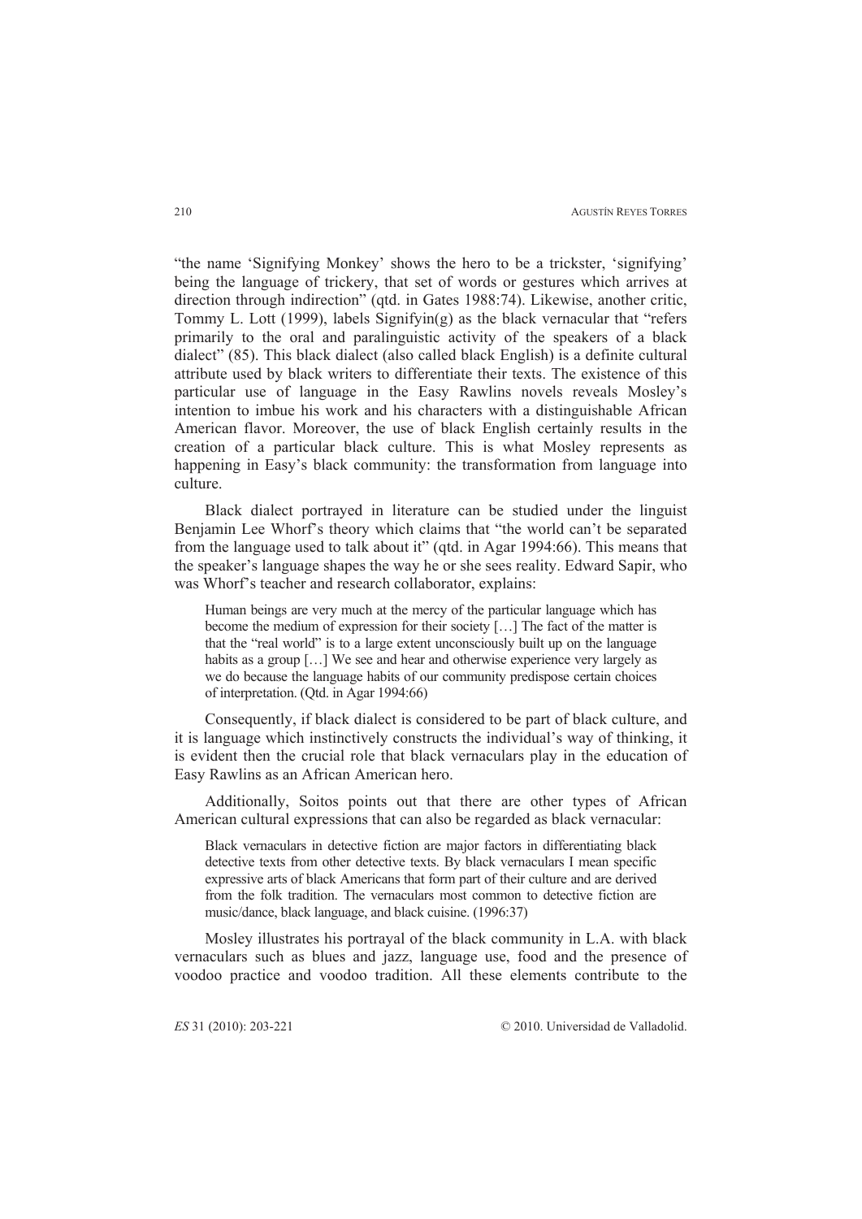"the name 'Signifying Monkey' shows the hero to be a trickster, 'signifying' being the language of trickery, that set of words or gestures which arrives at direction through indirection" (qtd. in Gates 1988:74). Likewise, another critic, Tommy L. Lott (1999), labels Signifyin(g) as the black vernacular that "refers primarily to the oral and paralinguistic activity of the speakers of a black dialect" (85). This black dialect (also called black English) is a definite cultural attribute used by black writers to differentiate their texts. The existence of this particular use of language in the Easy Rawlins novels reveals Mosley's intention to imbue his work and his characters with a distinguishable African American flavor. Moreover, the use of black English certainly results in the creation of a particular black culture. This is what Mosley represents as happening in Easy's black community: the transformation from language into culture.

Black dialect portrayed in literature can be studied under the linguist Benjamin Lee Whorf's theory which claims that "the world can't be separated from the language used to talk about it" (qtd. in Agar 1994:66). This means that the speaker's language shapes the way he or she sees reality. Edward Sapir, who was Whorf's teacher and research collaborator, explains:

> Human beings are very much at the mercy of the particular language which has become the medium of expression for their society […] The fact of the matter is that the "real world" is to a large extent unconsciously built up on the language habits as a group […] We see and hear and otherwise experience very largely as we do because the language habits of our community predispose certain choices of interpretation. (Qtd. in Agar 1994:66)

Consequently, if black dialect is considered to be part of black culture, and it is language which instinctively constructs the individual's way of thinking, it is evident then the crucial role that black vernaculars play in the education of Easy Rawlins as an African American hero.

Additionally, Soitos points out that there are other types of African American cultural expressions that can also be regarded as black vernacular:

> Black vernaculars in detective fiction are major factors in differentiating black detective texts from other detective texts. By black vernaculars I mean specific expressive arts of black Americans that form part of their culture and are derived from the folk tradition. The vernaculars most common to detective fiction are music/dance, black language, and black cuisine. (1996:37)

Mosley illustrates his portrayal of the black community in L.A. with black vernaculars such as blues and jazz, language use, food and the presence of voodoo practice and voodoo tradition. All these elements contribute to the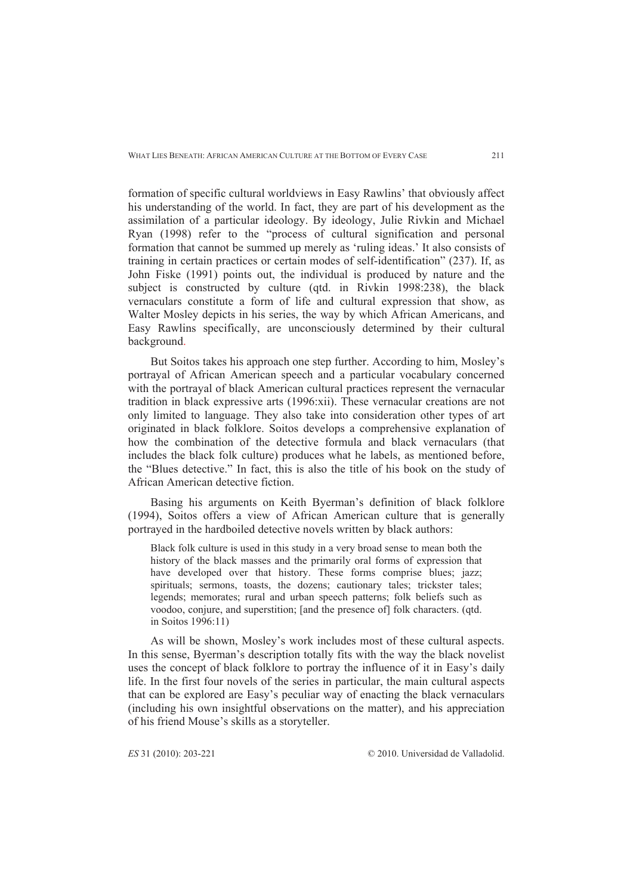formation of specific cultural worldviews in Easy Rawlins' that obviously affect his understanding of the world. In fact, they are part of his development as the assimilation of a particular ideology. By ideology, Julie Rivkin and Michael Ryan (1998) refer to the "process of cultural signification and personal formation that cannot be summed up merely as 'ruling ideas.' It also consists of training in certain practices or certain modes of self-identification" (237). If, as John Fiske (1991) points out, the individual is produced by nature and the subject is constructed by culture (qtd. in Rivkin 1998:238), the black vernaculars constitute a form of life and cultural expression that show, as Walter Mosley depicts in his series, the way by which African Americans, and Easy Rawlins specifically, are unconsciously determined by their cultural background.

But Soitos takes his approach one step further. According to him, Mosley's portrayal of African American speech and a particular vocabulary concerned with the portrayal of black American cultural practices represent the vernacular tradition in black expressive arts (1996:xii). These vernacular creations are not only limited to language. They also take into consideration other types of art originated in black folklore. Soitos develops a comprehensive explanation of how the combination of the detective formula and black vernaculars (that includes the black folk culture) produces what he labels, as mentioned before, the "Blues detective." In fact, this is also the title of his book on the study of African American detective fiction.

Basing his arguments on Keith Byerman's definition of black folklore (1994), Soitos offers a view of African American culture that is generally portrayed in the hardboiled detective novels written by black authors:

> Black folk culture is used in this study in a very broad sense to mean both the history of the black masses and the primarily oral forms of expression that have developed over that history. These forms comprise blues; jazz; spirituals; sermons, toasts, the dozens; cautionary tales; trickster tales; legends; memorates; rural and urban speech patterns; folk beliefs such as voodoo, conjure, and superstition; [and the presence of] folk characters. (qtd. in Soitos 1996:11)

As will be shown, Mosley's work includes most of these cultural aspects. In this sense, Byerman's description totally fits with the way the black novelist uses the concept of black folklore to portray the influence of it in Easy's daily life. In the first four novels of the series in particular, the main cultural aspects that can be explored are Easy's peculiar way of enacting the black vernaculars (including his own insightful observations on the matter), and his appreciation of his friend Mouse's skills as a storyteller.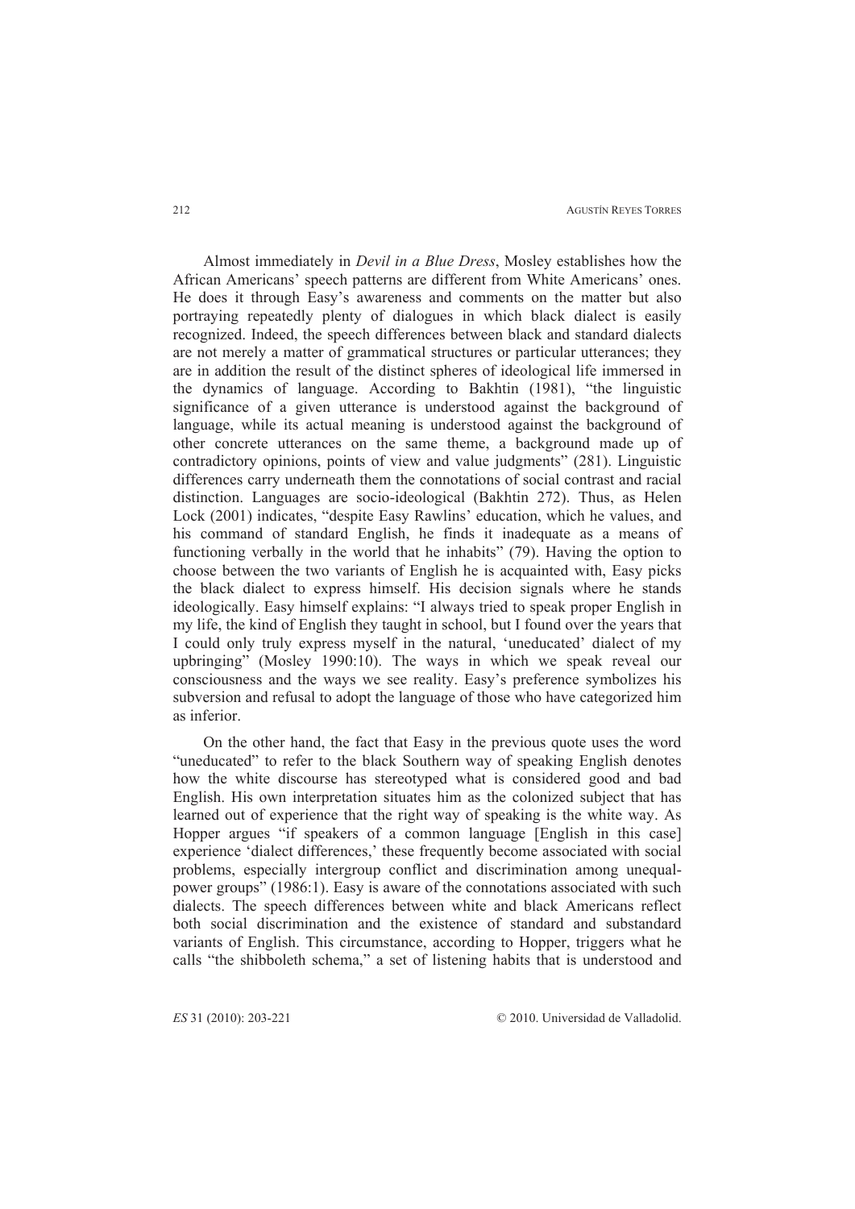Almost immediately in *Devil in a Blue Dress*, Mosley establishes how the African Americans' speech patterns are different from White Americans' ones. He does it through Easy's awareness and comments on the matter but also portraying repeatedly plenty of dialogues in which black dialect is easily recognized. Indeed, the speech differences between black and standard dialects are not merely a matter of grammatical structures or particular utterances; they are in addition the result of the distinct spheres of ideological life immersed in the dynamics of language. According to Bakhtin (1981), "the linguistic significance of a given utterance is understood against the background of language, while its actual meaning is understood against the background of other concrete utterances on the same theme, a background made up of contradictory opinions, points of view and value judgments" (281). Linguistic differences carry underneath them the connotations of social contrast and racial distinction. Languages are socio-ideological (Bakhtin 272). Thus, as Helen Lock (2001) indicates, "despite Easy Rawlins' education, which he values, and his command of standard English, he finds it inadequate as a means of functioning verbally in the world that he inhabits" (79). Having the option to choose between the two variants of English he is acquainted with, Easy picks the black dialect to express himself. His decision signals where he stands ideologically. Easy himself explains: "I always tried to speak proper English in my life, the kind of English they taught in school, but I found over the years that I could only truly express myself in the natural, 'uneducated' dialect of my upbringing" (Mosley 1990:10). The ways in which we speak reveal our consciousness and the ways we see reality. Easy's preference symbolizes his subversion and refusal to adopt the language of those who have categorized him as inferior.

On the other hand, the fact that Easy in the previous quote uses the word "uneducated" to refer to the black Southern way of speaking English denotes how the white discourse has stereotyped what is considered good and bad English. His own interpretation situates him as the colonized subject that has learned out of experience that the right way of speaking is the white way. As Hopper argues "if speakers of a common language [English in this case] experience 'dialect differences,' these frequently become associated with social problems, especially intergroup conflict and discrimination among unequal-power groups" (1986:1). Easy is aware of the connotations associated with such dialects. The speech differences between white and black Americans reflect both social discrimination and the existence of standard and substandard variants of English. This circumstance, according to Hopper, triggers what he calls "the shibboleth schema," a set of listening habits that is understood and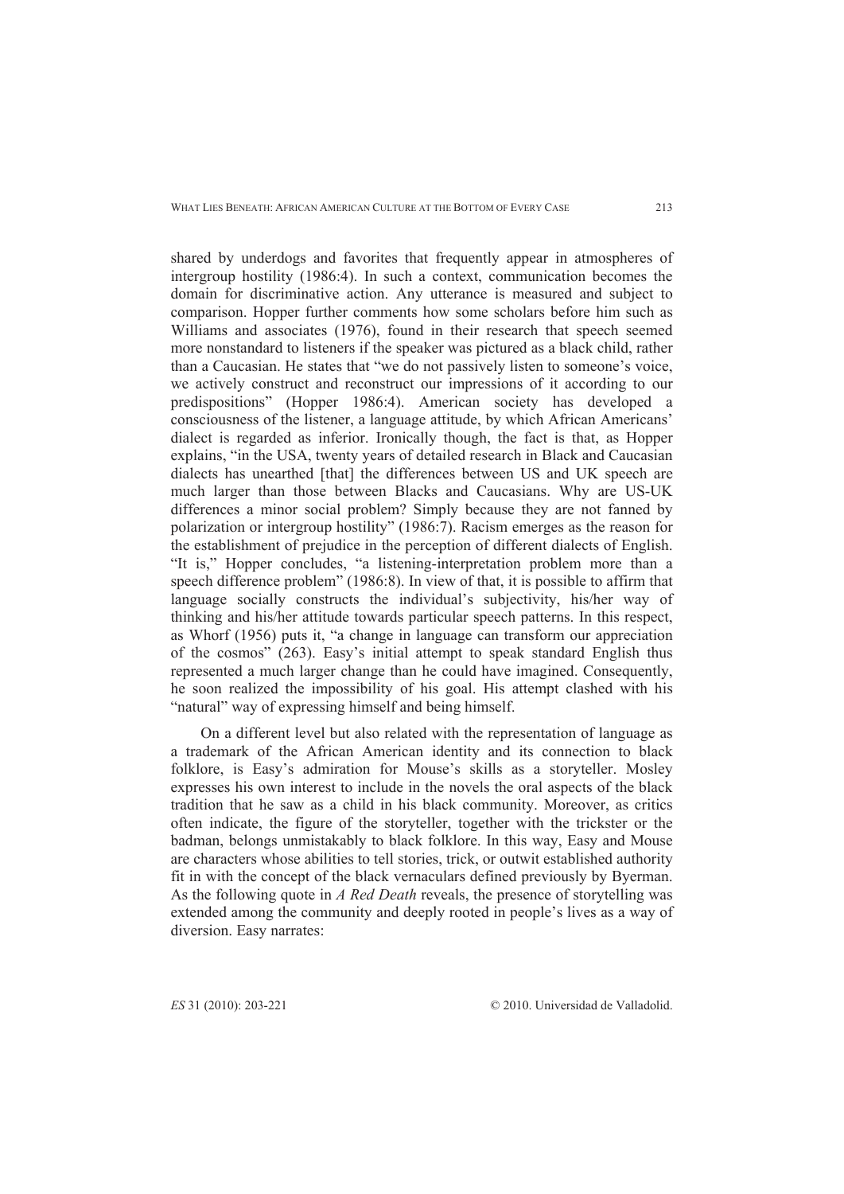shared by underdogs and favorites that frequently appear in atmospheres of intergroup hostility (1986:4). In such a context, communication becomes the domain for discriminative action. Any utterance is measured and subject to comparison. Hopper further comments how some scholars before him such as Williams and associates (1976), found in their research that speech seemed more nonstandard to listeners if the speaker was pictured as a black child, rather than a Caucasian. He states that "we do not passively listen to someone's voice, we actively construct and reconstruct our impressions of it according to our predispositions" (Hopper 1986:4). American society has developed a consciousness of the listener, a language attitude, by which African Americans' dialect is regarded as inferior. Ironically though, the fact is that, as Hopper explains, "in the USA, twenty years of detailed research in Black and Caucasian dialects has unearthed [that] the differences between US and UK speech are much larger than those between Blacks and Caucasians. Why are US-UK differences a minor social problem? Simply because they are not fanned by polarization or intergroup hostility" (1986:7). Racism emerges as the reason for the establishment of prejudice in the perception of different dialects of English. "It is," Hopper concludes, "a listening-interpretation problem more than a speech difference problem" (1986:8). In view of that, it is possible to affirm that language socially constructs the individual's subjectivity, his/her way of thinking and his/her attitude towards particular speech patterns. In this respect, as Whorf (1956) puts it, "a change in language can transform our appreciation of the cosmos" (263). Easy's initial attempt to speak standard English thus represented a much larger change than he could have imagined. Consequently, he soon realized the impossibility of his goal. His attempt clashed with his "natural" way of expressing himself and being himself.

On a different level but also related with the representation of language as a trademark of the African American identity and its connection to black folklore, is Easy's admiration for Mouse's skills as a storyteller. Mosley expresses his own interest to include in the novels the oral aspects of the black tradition that he saw as a child in his black community. Moreover, as critics often indicate, the figure of the storyteller, together with the trickster or the badman, belongs unmistakably to black folklore. In this way, Easy and Mouse are characters whose abilities to tell stories, trick, or outwit established authority fit in with the concept of the black vernaculars defined previously by Byerman. As the following quote in *A Red Death* reveals, the presence of storytelling was extended among the community and deeply rooted in people's lives as a way of diversion. Easy narrates: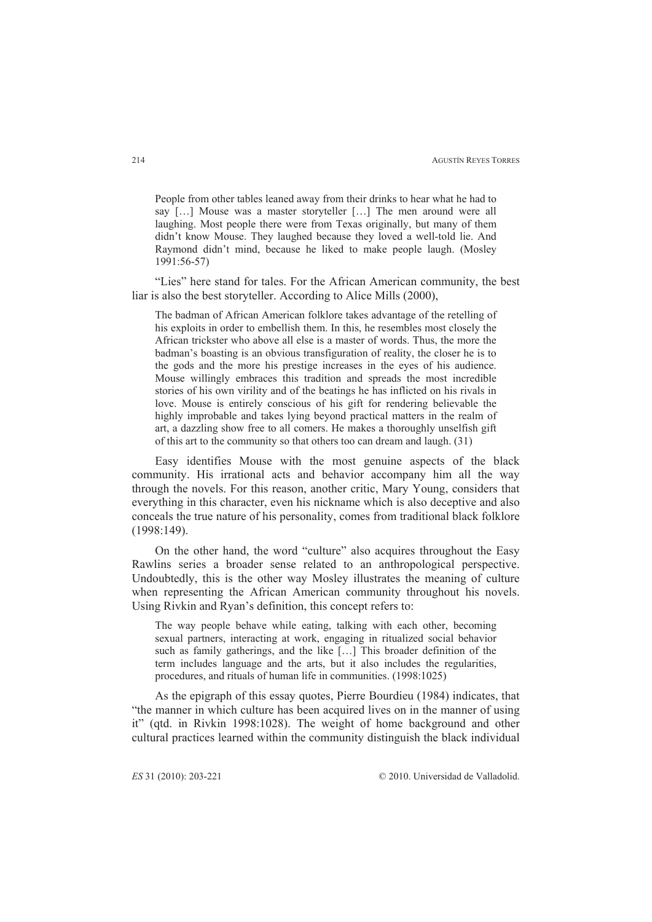> People from other tables leaned away from their drinks to hear what he had to say […] Mouse was a master storyteller […] The men around were all laughing. Most people there were from Texas originally, but many of them didn't know Mouse. They laughed because they loved a well-told lie. And Raymond didn't mind, because he liked to make people laugh. (Mosley 1991:56-57)

"Lies" here stand for tales. For the African American community, the best liar is also the best storyteller. According to Alice Mills (2000),

> The badman of African American folklore takes advantage of the retelling of his exploits in order to embellish them. In this, he resembles most closely the African trickster who above all else is a master of words. Thus, the more the badman's boasting is an obvious transfiguration of reality, the closer he is to the gods and the more his prestige increases in the eyes of his audience. Mouse willingly embraces this tradition and spreads the most incredible stories of his own virility and of the beatings he has inflicted on his rivals in love. Mouse is entirely conscious of his gift for rendering believable the highly improbable and takes lying beyond practical matters in the realm of art, a dazzling show free to all comers. He makes a thoroughly unselfish gift of this art to the community so that others too can dream and laugh. (31)

Easy identifies Mouse with the most genuine aspects of the black community. His irrational acts and behavior accompany him all the way through the novels. For this reason, another critic, Mary Young, considers that everything in this character, even his nickname which is also deceptive and also conceals the true nature of his personality, comes from traditional black folklore (1998:149).

On the other hand, the word "culture" also acquires throughout the Easy Rawlins series a broader sense related to an anthropological perspective. Undoubtedly, this is the other way Mosley illustrates the meaning of culture when representing the African American community throughout his novels. Using Rivkin and Ryan's definition, this concept refers to:

> The way people behave while eating, talking with each other, becoming sexual partners, interacting at work, engaging in ritualized social behavior such as family gatherings, and the like […] This broader definition of the term includes language and the arts, but it also includes the regularities, procedures, and rituals of human life in communities. (1998:1025)

As the epigraph of this essay quotes, Pierre Bourdieu (1984) indicates, that "the manner in which culture has been acquired lives on in the manner of using it" (qtd. in Rivkin 1998:1028). The weight of home background and other cultural practices learned within the community distinguish the black individual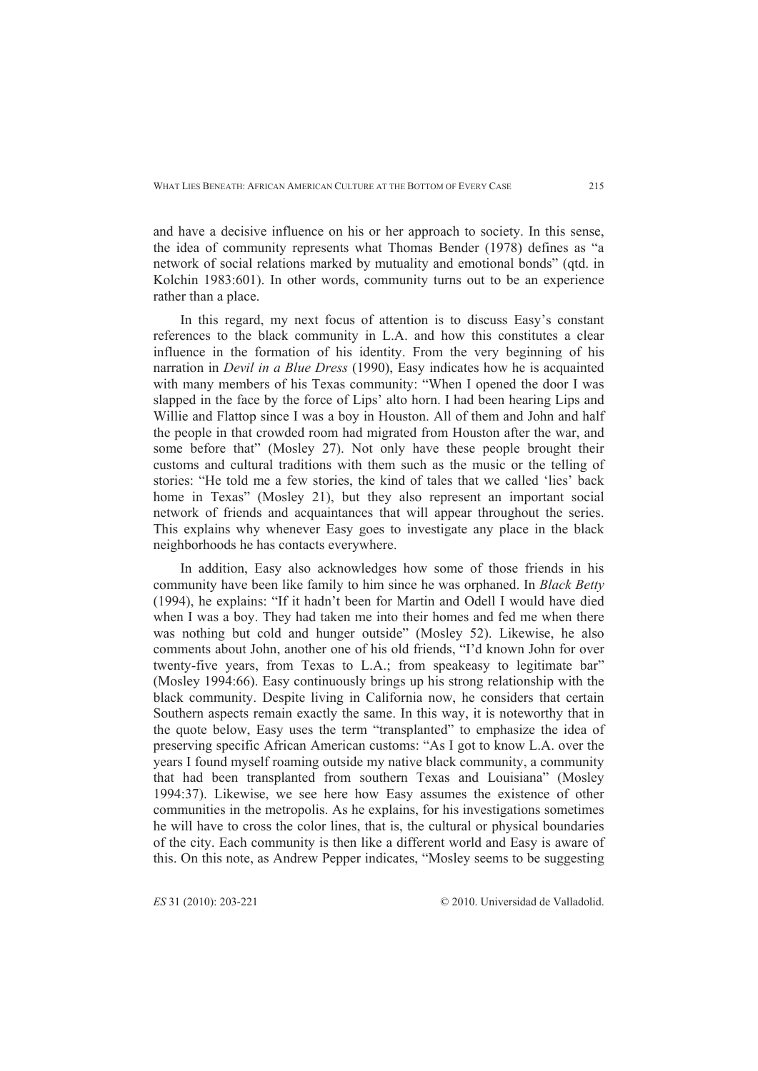and have a decisive influence on his or her approach to society. In this sense, the idea of community represents what Thomas Bender (1978) defines as "a network of social relations marked by mutuality and emotional bonds" (qtd. in Kolchin 1983:601). In other words, community turns out to be an experience rather than a place.

In this regard, my next focus of attention is to discuss Easy's constant references to the black community in L.A. and how this constitutes a clear influence in the formation of his identity. From the very beginning of his narration in *Devil in a Blue Dress* (1990), Easy indicates how he is acquainted with many members of his Texas community: "When I opened the door I was slapped in the face by the force of Lips' alto horn. I had been hearing Lips and Willie and Flattop since I was a boy in Houston. All of them and John and half the people in that crowded room had migrated from Houston after the war, and some before that" (Mosley 27). Not only have these people brought their customs and cultural traditions with them such as the music or the telling of stories: "He told me a few stories, the kind of tales that we called 'lies' back home in Texas" (Mosley 21), but they also represent an important social network of friends and acquaintances that will appear throughout the series. This explains why whenever Easy goes to investigate any place in the black neighborhoods he has contacts everywhere.

In addition, Easy also acknowledges how some of those friends in his community have been like family to him since he was orphaned. In *Black Betty* (1994), he explains: "If it hadn't been for Martin and Odell I would have died when I was a boy. They had taken me into their homes and fed me when there was nothing but cold and hunger outside" (Mosley 52). Likewise, he also comments about John, another one of his old friends, "I'd known John for over twenty-five years, from Texas to L.A.; from speakeasy to legitimate bar" (Mosley 1994:66). Easy continuously brings up his strong relationship with the black community. Despite living in California now, he considers that certain Southern aspects remain exactly the same. In this way, it is noteworthy that in the quote below, Easy uses the term "transplanted" to emphasize the idea of preserving specific African American customs: "As I got to know L.A. over the years I found myself roaming outside my native black community, a community that had been transplanted from southern Texas and Louisiana" (Mosley 1994:37). Likewise, we see here how Easy assumes the existence of other communities in the metropolis. As he explains, for his investigations sometimes he will have to cross the color lines, that is, the cultural or physical boundaries of the city. Each community is then like a different world and Easy is aware of this. On this note, as Andrew Pepper indicates, "Mosley seems to be suggesting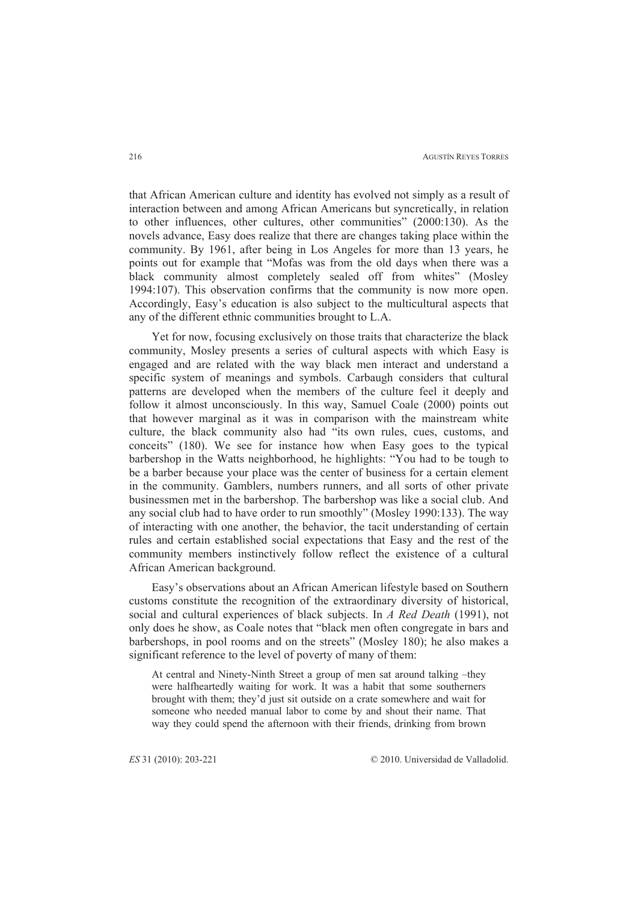that African American culture and identity has evolved not simply as a result of interaction between and among African Americans but syncretically, in relation to other influences, other cultures, other communities" (2000:130). As the novels advance, Easy does realize that there are changes taking place within the community. By 1961, after being in Los Angeles for more than 13 years, he points out for example that "Mofas was from the old days when there was a black community almost completely sealed off from whites" (Mosley 1994:107). This observation confirms that the community is now more open. Accordingly, Easy's education is also subject to the multicultural aspects that any of the different ethnic communities brought to L.A.

Yet for now, focusing exclusively on those traits that characterize the black community, Mosley presents a series of cultural aspects with which Easy is engaged and are related with the way black men interact and understand a specific system of meanings and symbols. Carbaugh considers that cultural patterns are developed when the members of the culture feel it deeply and follow it almost unconsciously. In this way, Samuel Coale (2000) points out that however marginal as it was in comparison with the mainstream white culture, the black community also had "its own rules, cues, customs, and conceits" (180). We see for instance how when Easy goes to the typical barbershop in the Watts neighborhood, he highlights: "You had to be tough to be a barber because your place was the center of business for a certain element in the community. Gamblers, numbers runners, and all sorts of other private businessmen met in the barbershop. The barbershop was like a social club. And any social club had to have order to run smoothly" (Mosley 1990:133). The way of interacting with one another, the behavior, the tacit understanding of certain rules and certain established social expectations that Easy and the rest of the community members instinctively follow reflect the existence of a cultural African American background.

Easy's observations about an African American lifestyle based on Southern customs constitute the recognition of the extraordinary diversity of historical, social and cultural experiences of black subjects. In *A Red Death* (1991), not only does he show, as Coale notes that "black men often congregate in bars and barbershops, in pool rooms and on the streets" (Mosley 180); he also makes a significant reference to the level of poverty of many of them:

> At central and Ninety-Ninth Street a group of men sat around talking –they were halfheartedly waiting for work. It was a habit that some southerners brought with them; they'd just sit outside on a crate somewhere and wait for someone who needed manual labor to come by and shout their name. That way they could spend the afternoon with their friends, drinking from brown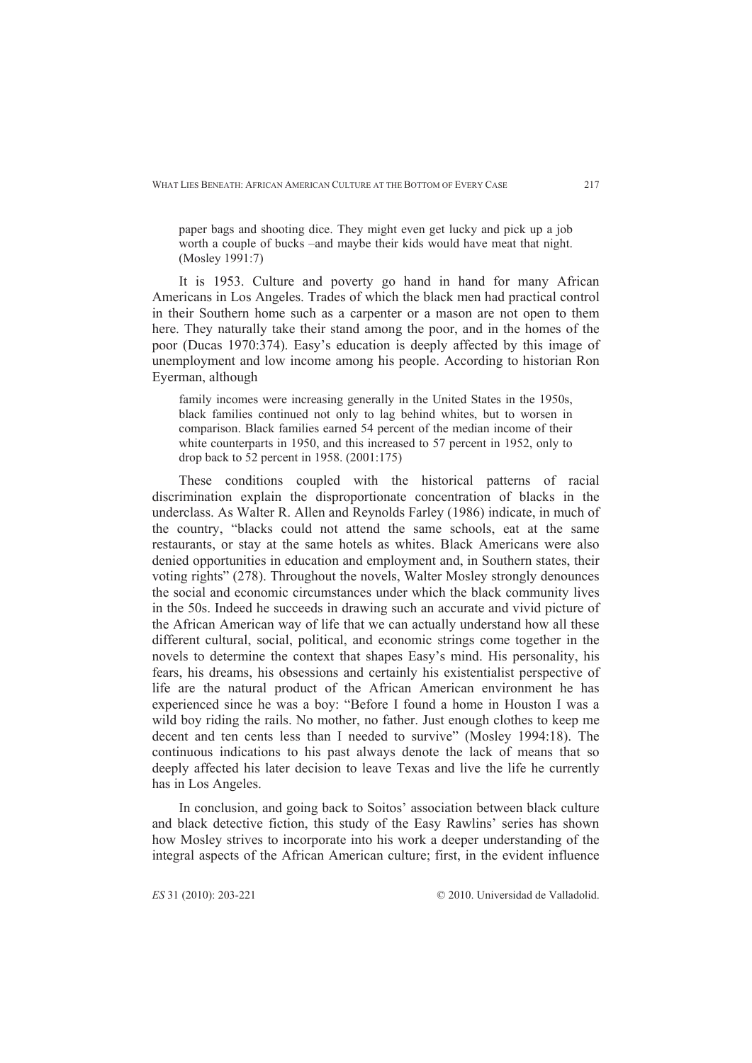> paper bags and shooting dice. They might even get lucky and pick up a job worth a couple of bucks –and maybe their kids would have meat that night. (Mosley 1991:7)

It is 1953. Culture and poverty go hand in hand for many African Americans in Los Angeles. Trades of which the black men had practical control in their Southern home such as a carpenter or a mason are not open to them here. They naturally take their stand among the poor, and in the homes of the poor (Ducas 1970:374). Easy's education is deeply affected by this image of unemployment and low income among his people. According to historian Ron Eyerman, although

> family incomes were increasing generally in the United States in the 1950s, black families continued not only to lag behind whites, but to worsen in comparison. Black families earned 54 percent of the median income of their white counterparts in 1950, and this increased to 57 percent in 1952, only to drop back to 52 percent in 1958. (2001:175)

These conditions coupled with the historical patterns of racial discrimination explain the disproportionate concentration of blacks in the underclass. As Walter R. Allen and Reynolds Farley (1986) indicate, in much of the country, "blacks could not attend the same schools, eat at the same restaurants, or stay at the same hotels as whites. Black Americans were also denied opportunities in education and employment and, in Southern states, their voting rights" (278). Throughout the novels, Walter Mosley strongly denounces the social and economic circumstances under which the black community lives in the 50s. Indeed he succeeds in drawing such an accurate and vivid picture of the African American way of life that we can actually understand how all these different cultural, social, political, and economic strings come together in the novels to determine the context that shapes Easy's mind. His personality, his fears, his dreams, his obsessions and certainly his existentialist perspective of life are the natural product of the African American environment he has experienced since he was a boy: "Before I found a home in Houston I was a wild boy riding the rails. No mother, no father. Just enough clothes to keep me decent and ten cents less than I needed to survive" (Mosley 1994:18). The continuous indications to his past always denote the lack of means that so deeply affected his later decision to leave Texas and live the life he currently has in Los Angeles.

In conclusion, and going back to Soitos' association between black culture and black detective fiction, this study of the Easy Rawlins' series has shown how Mosley strives to incorporate into his work a deeper understanding of the integral aspects of the African American culture; first, in the evident influence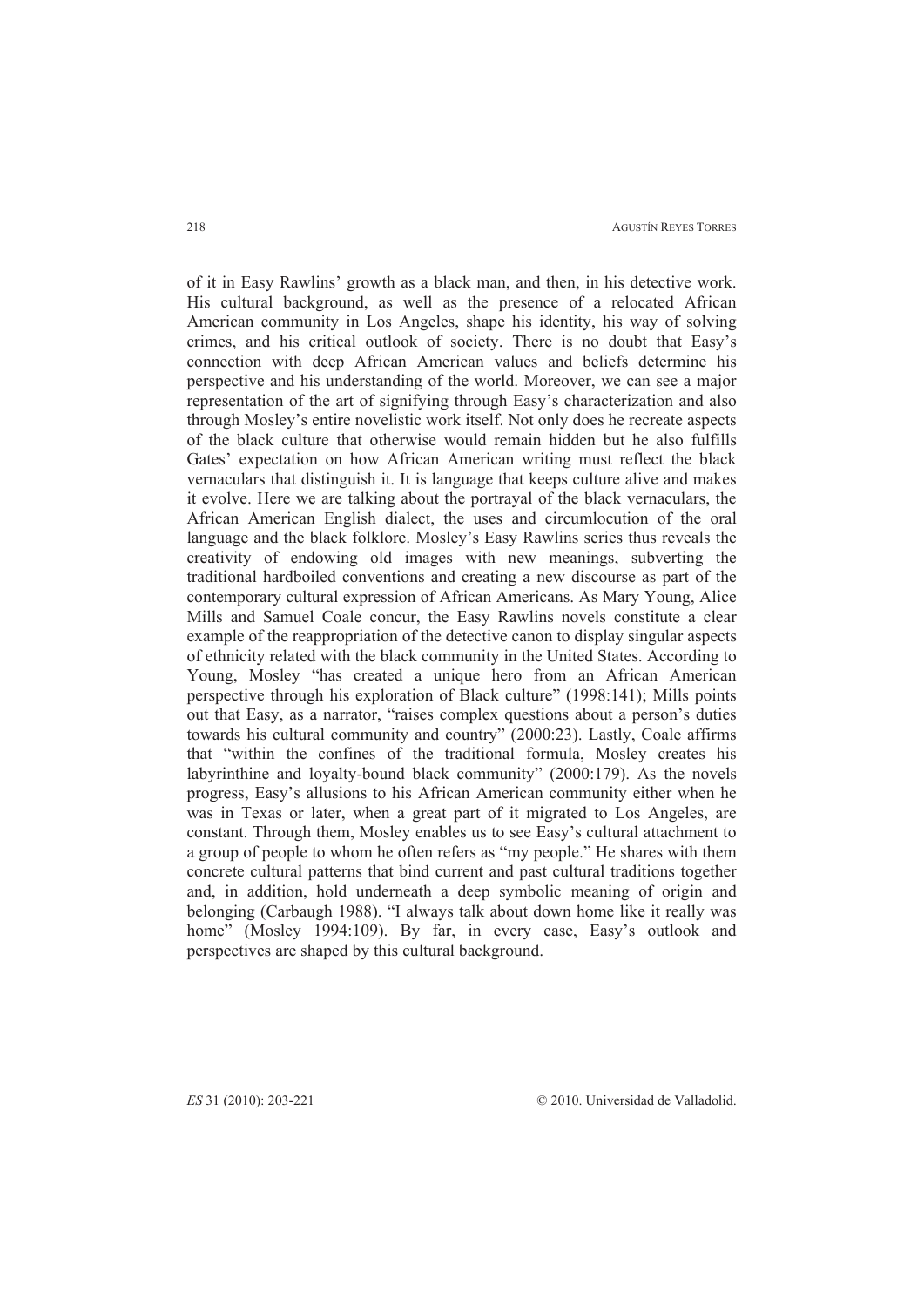of it in Easy Rawlins' growth as a black man, and then, in his detective work. His cultural background, as well as the presence of a relocated African American community in Los Angeles, shape his identity, his way of solving crimes, and his critical outlook of society. There is no doubt that Easy's connection with deep African American values and beliefs determine his perspective and his understanding of the world. Moreover, we can see a major representation of the art of signifying through Easy's characterization and also through Mosley's entire novelistic work itself. Not only does he recreate aspects of the black culture that otherwise would remain hidden but he also fulfills Gates' expectation on how African American writing must reflect the black vernaculars that distinguish it. It is language that keeps culture alive and makes it evolve. Here we are talking about the portrayal of the black vernaculars, the African American English dialect, the uses and circumlocution of the oral language and the black folklore. Mosley's Easy Rawlins series thus reveals the creativity of endowing old images with new meanings, subverting the traditional hardboiled conventions and creating a new discourse as part of the contemporary cultural expression of African Americans. As Mary Young, Alice Mills and Samuel Coale concur, the Easy Rawlins novels constitute a clear example of the reappropriation of the detective canon to display singular aspects of ethnicity related with the black community in the United States. According to Young, Mosley "has created a unique hero from an African American perspective through his exploration of Black culture" (1998:141); Mills points out that Easy, as a narrator, "raises complex questions about a person's duties towards his cultural community and country" (2000:23). Lastly, Coale affirms that "within the confines of the traditional formula, Mosley creates his labyrinthine and loyalty-bound black community" (2000:179). As the novels progress, Easy's allusions to his African American community either when he was in Texas or later, when a great part of it migrated to Los Angeles, are constant. Through them, Mosley enables us to see Easy's cultural attachment to a group of people to whom he often refers as "my people." He shares with them concrete cultural patterns that bind current and past cultural traditions together and, in addition, hold underneath a deep symbolic meaning of origin and belonging (Carbaugh 1988). "I always talk about down home like it really was home" (Mosley 1994:109). By far, in every case, Easy's outlook and perspectives are shaped by this cultural background.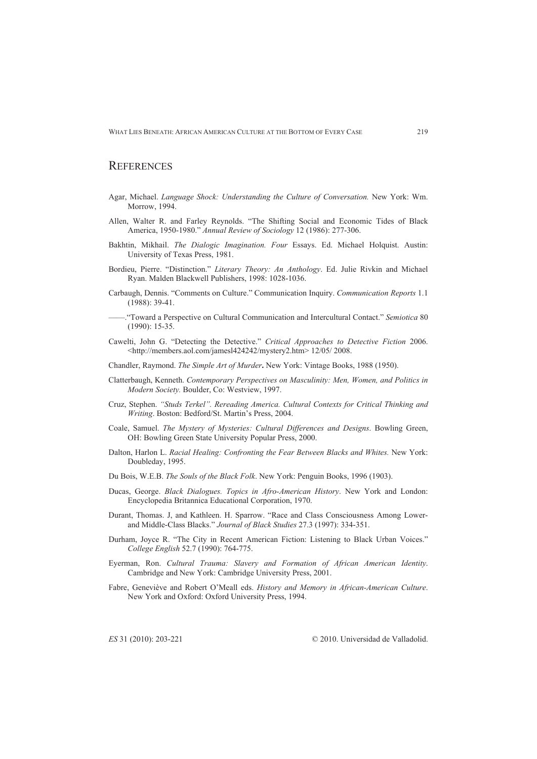# REFERENCES

Agar, Michael. *Language Shock: Understanding the Culture of Conversation.* New York: Wm. Morrow, 1994.

Allen, Walter R. and Farley Reynolds. "The Shifting Social and Economic Tides of Black America, 1950-1980." *Annual Review of Sociology* 12 (1986): 277-306.

Bakhtin, Mikhail. *The Dialogic Imagination. Four* Essays. Ed. Michael Holquist. Austin: University of Texas Press, 1981.

Bordieu, Pierre. "Distinction." *Literary Theory: An Anthology*. Ed. Julie Rivkin and Michael Ryan. Malden Blackwell Publishers, 1998: 1028-1036.

Carbaugh, Dennis. "Comments on Culture." Communication Inquiry. *Communication Reports* 1.1 (1988): 39-41.

——."Toward a Perspective on Cultural Communication and Intercultural Contact." *Semiotica* 80 (1990): 15-35.

Cawelti, John G. "Detecting the Detective." *Critical Approaches to Detective Fiction* 2006. <http://members.aol.com/jamesl424242/mystery2.htm> 12/05/ 2008.

Chandler, Raymond. *The Simple Art of Murder***.** New York: Vintage Books, 1988 (1950).

Clatterbaugh, Kenneth. *Contemporary Perspectives on Masculinity: Men, Women, and Politics in Modern Society.* Boulder, Co: Westview, 1997.

Cruz, Stephen. *"Studs Terkel". Rereading America. Cultural Contexts for Critical Thinking and Writing*. Boston: Bedford/St. Martin's Press, 2004.

Coale, Samuel. *The Mystery of Mysteries: Cultural Differences and Designs*. Bowling Green, OH: Bowling Green State University Popular Press, 2000.

Dalton, Harlon L. *Racial Healing: Confronting the Fear Between Blacks and Whites.* New York: Doubleday, 1995.

Du Bois, W.E.B. *The Souls of the Black Folk*. New York: Penguin Books, 1996 (1903).

Ducas, George. *Black Dialogues. Topics in Afro-American History*. New York and London: Encyclopedia Britannica Educational Corporation, 1970.

Durant, Thomas. J, and Kathleen. H. Sparrow. "Race and Class Consciousness Among Lower- and Middle-Class Blacks." *Journal of Black Studies* 27.3 (1997): 334-351.

Durham, Joyce R. "The City in Recent American Fiction: Listening to Black Urban Voices." *College English* 52.7 (1990): 764-775.

Eyerman, Ron. *Cultural Trauma: Slavery and Formation of African American Identity*. Cambridge and New York: Cambridge University Press, 2001.

Fabre, Geneviève and Robert O'Meall eds. *History and Memory in African-American Culture*. New York and Oxford: Oxford University Press, 1994.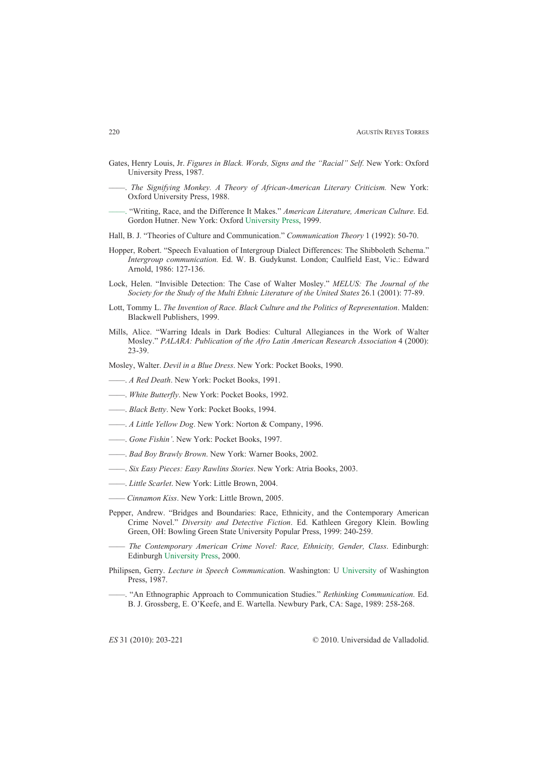Gates, Henry Louis, Jr. *Figures in Black. Words, Signs and the "Racial" Self.* New York: Oxford University Press, 1987.

——. *The Signifying Monkey. A Theory of African-American Literary Criticism.* New York: Oxford University Press, 1988.

——. "Writing, Race, and the Difference It Makes." *American Literature, American Culture*. Ed. Gordon Hutner. New York: Oxford University Press, 1999.

Hall, B. J. "Theories of Culture and Communication." *Communication Theory* 1 (1992): 50-70.

Hopper, Robert. "Speech Evaluation of Intergroup Dialect Differences: The Shibboleth Schema." *Intergroup communication.* Ed. W. B. Gudykunst. London; Caulfield East, Vic.: Edward Arnold, 1986: 127-136.

Lock, Helen. "Invisible Detection: The Case of Walter Mosley." *MELUS: The Journal of the Society for the Study of the Multi Ethnic Literature of the United States* 26.1 (2001): 77-89.

Lott, Tommy L. *The Invention of Race. Black Culture and the Politics of Representation*. Malden: Blackwell Publishers, 1999.

Mills, Alice. "Warring Ideals in Dark Bodies: Cultural Allegiances in the Work of Walter Mosley." *PALARA: Publication of the Afro Latin American Research Association* 4 (2000): 23-39.

Mosley, Walter. *Devil in a Blue Dress*. New York: Pocket Books, 1990.

——. *A Red Death*. New York: Pocket Books, 1991.

——. *White Butterfly*. New York: Pocket Books, 1992.

——. *Black Betty*. New York: Pocket Books, 1994.

——. *A Little Yellow Dog*. New York: Norton & Company, 1996.

——. *Gone Fishin'*. New York: Pocket Books, 1997.

——. *Bad Boy Brawly Brown*. New York: Warner Books, 2002.

——. *Six Easy Pieces: Easy Rawlins Stories*. New York: Atria Books, 2003.

——. *Little Scarlet*. New York: Little Brown, 2004.

—— *Cinnamon Kiss*. New York: Little Brown, 2005.

Pepper, Andrew. "Bridges and Boundaries: Race, Ethnicity, and the Contemporary American Crime Novel." *Diversity and Detective Fiction*. Ed. Kathleen Gregory Klein. Bowling Green, OH: Bowling Green State University Popular Press, 1999: 240-259.

—— *The Contemporary American Crime Novel: Race, Ethnicity, Gender, Class*. Edinburgh: Edinburgh University Press, 2000.

Philipsen, Gerry. *Lecture in Speech Communicatio*n. Washington: U University of Washington Press, 1987.

——. "An Ethnographic Approach to Communication Studies." *Rethinking Communication*. Ed. B. J. Grossberg, E. O'Keefe, and E. Wartella. Newbury Park, CA: Sage, 1989: 258-268.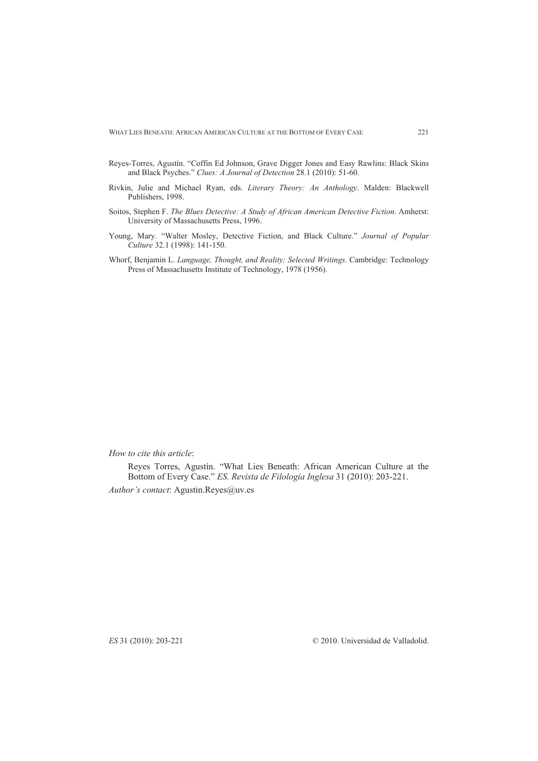Reyes-Torres, Agustín. "Coffin Ed Johnson, Grave Digger Jones and Easy Rawlins: Black Skins and Black Psyches." *Clues: A Journal of Detection* 28.1 (2010): 51-60.

Rivkin, Julie and Michael Ryan, eds. *Literary Theory: An Anthology*. Malden: Blackwell Publishers, 1998.

Soitos, Stephen F. *The Blues Detective: A Study of African American Detective Fiction*. Amherst: University of Massachusetts Press, 1996.

Young, Mary. "Walter Mosley, Detective Fiction, and Black Culture." *Journal of Popular Culture* 32.1 (1998): 141-150.

Whorf, Benjamin L. *Language, Thought, and Reality; Selected Writings.* Cambridge: Technology Press of Massachusetts Institute of Technology, 1978 (1956).

*How to cite this article*:

Reyes Torres, Agustín. "What Lies Beneath: African American Culture at the Bottom of Every Case." *ES. Revista de Filología Inglesa* 31 (2010): 203-221.

*Author's contact*: Agustin.Reyes@uv.es